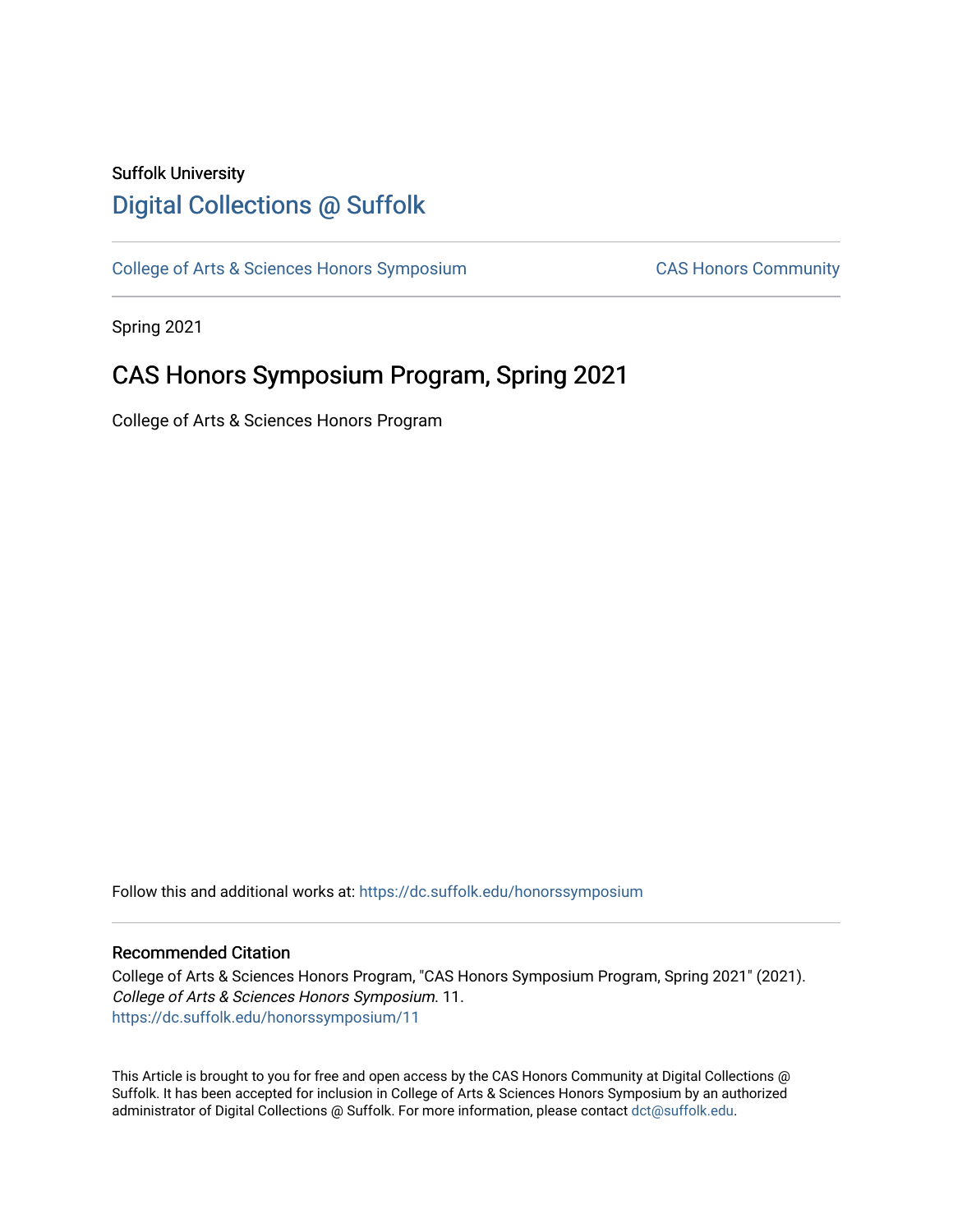Suffolk University

## Digital Collections @ Suffolk

College of Arts & Sciences Honors Symposium | CAS Honors Community

Spring 2021

# CAS Honors Symposium Program, Spring 2021

College of Arts & Sciences Honors Program

Follow this and additional works at: https://dc.suffolk.edu/honorssymposium

### Recommended Citation

College of Arts & Sciences Honors Program, "CAS Honors Symposium Program, Spring 2021" (2021). *College of Arts & Sciences Honors Symposium*. 11.
https://dc.suffolk.edu/honorssymposium/11

This Article is brought to you for free and open access by the CAS Honors Community at Digital Collections @ Suffolk. It has been accepted for inclusion in College of Arts & Sciences Honors Symposium by an authorized administrator of Digital Collections @ Suffolk. For more information, please contact dct@suffolk.edu.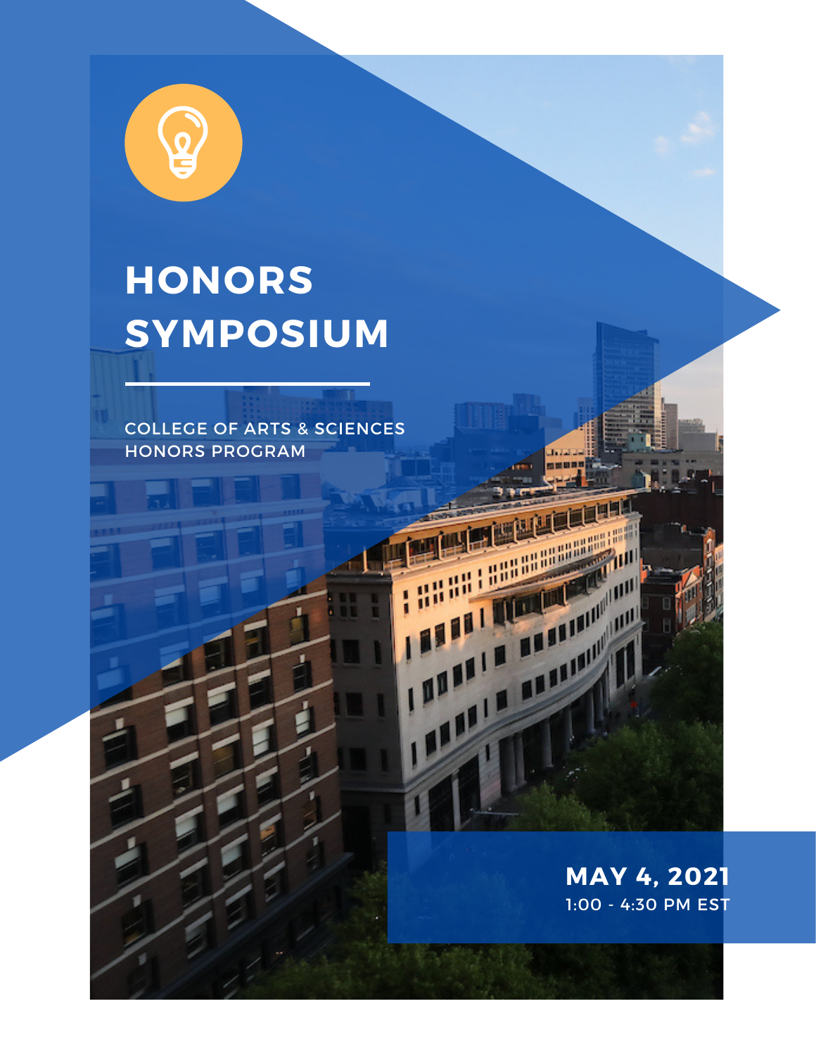# HONORS SYMPOSIUM

COLLEGE OF ARTS & SCIENCES
HONORS PROGRAM

**MAY 4, 2021**
1:00 - 4:30 PM EST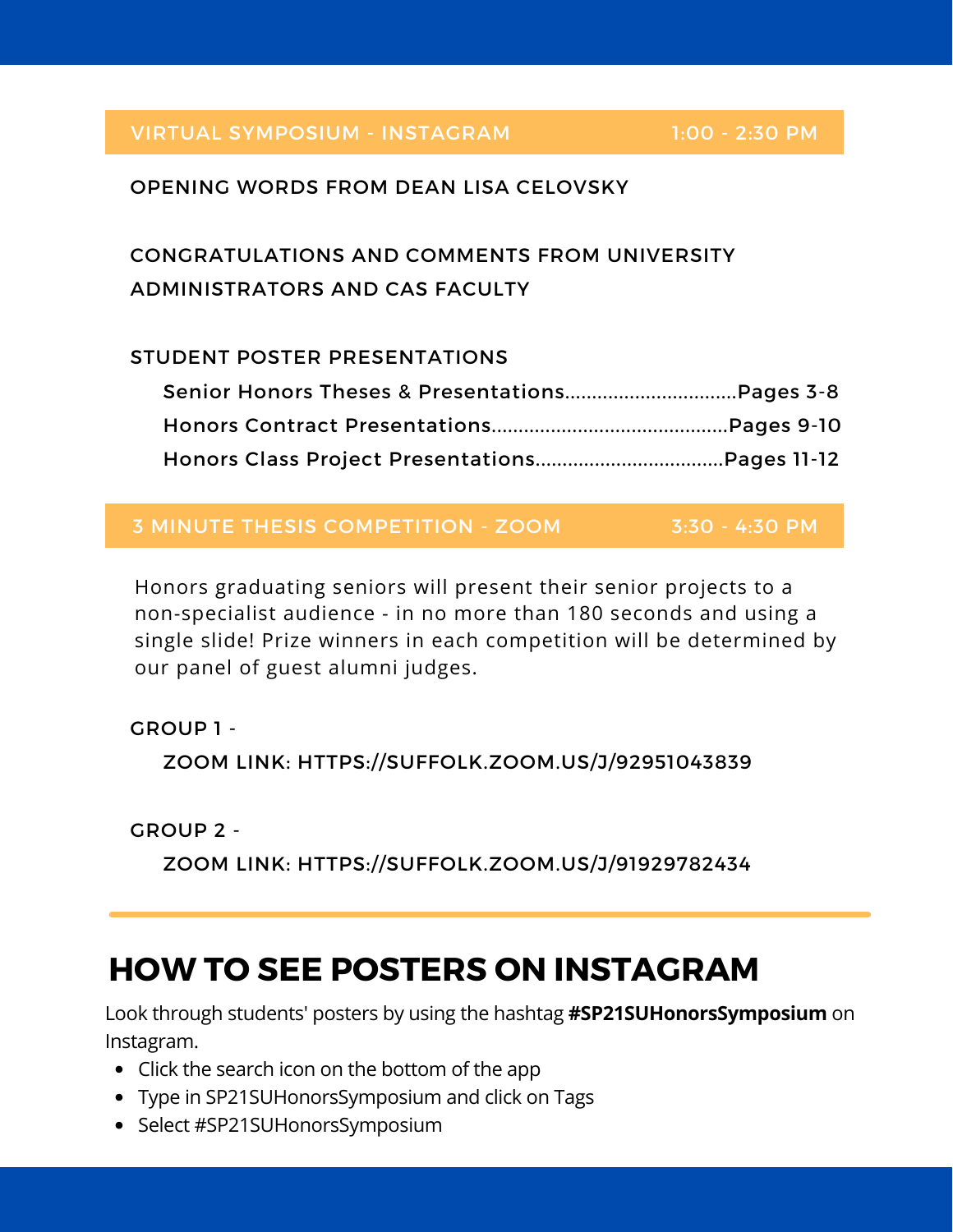## VIRTUAL SYMPOSIUM - INSTAGRAM 1:00 - 2:30 PM

OPENING WORDS FROM DEAN LISA CELOVSKY

CONGRATULATIONS AND COMMENTS FROM UNIVERSITY ADMINISTRATORS AND CAS FACULTY

STUDENT POSTER PRESENTATIONS

- Senior Honors Theses & Presentations................................Pages 3-8
- Honors Contract Presentations...........................................Pages 9-10
- Honors Class Project Presentations..................................Pages 11-12

## 3 MINUTE THESIS COMPETITION - ZOOM 3:30 - 4:30 PM

Honors graduating seniors will present their senior projects to a non-specialist audience - in no more than 180 seconds and using a single slide! Prize winners in each competition will be determined by our panel of guest alumni judges.

GROUP 1 -

ZOOM LINK: HTTPS://SUFFOLK.ZOOM.US/J/92951043839

GROUP 2 -

ZOOM LINK: HTTPS://SUFFOLK.ZOOM.US/J/91929782434

# HOW TO SEE POSTERS ON INSTAGRAM

Look through students' posters by using the hashtag **#SP21SUHonorsSymposium** on Instagram.

- Click the search icon on the bottom of the app
- Type in SP21SUHonorsSymposium and click on Tags
- Select #SP21SUHonorsSymposium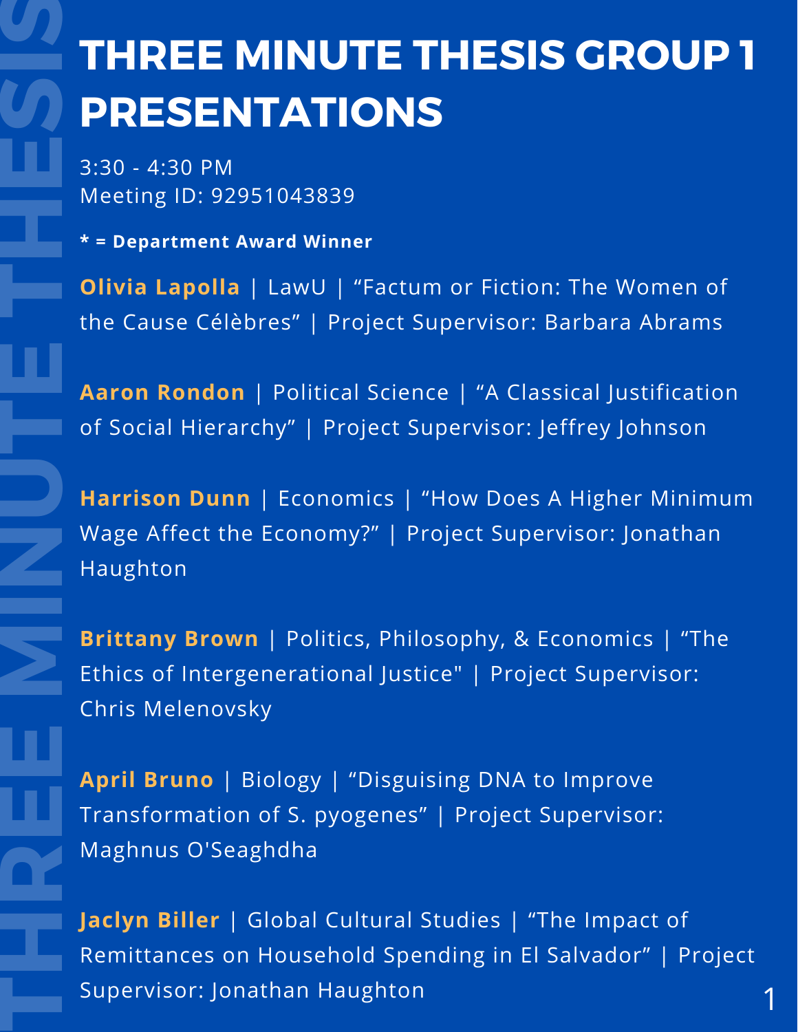# THREE MINUTE THESIS GROUP 1 PRESENTATIONS

3:30 - 4:30 PM
Meeting ID: 92951043839

**\* = Department Award Winner**

**Olivia Lapolla** | LawU | "Factum or Fiction: The Women of the Cause Célèbres" | Project Supervisor: Barbara Abrams

**Aaron Rondon** | Political Science | "A Classical Justification of Social Hierarchy" | Project Supervisor: Jeffrey Johnson

**Harrison Dunn** | Economics | "How Does A Higher Minimum Wage Affect the Economy?" | Project Supervisor: Jonathan Haughton

**Brittany Brown** | Politics, Philosophy, & Economics | "The Ethics of Intergenerational Justice" | Project Supervisor: Chris Melenovsky

**April Bruno** | Biology | "Disguising DNA to Improve Transformation of S. pyogenes" | Project Supervisor: Maghnus O'Seaghdha

**Jaclyn Biller** | Global Cultural Studies | "The Impact of Remittances on Household Spending in El Salvador" | Project Supervisor: Jonathan Haughton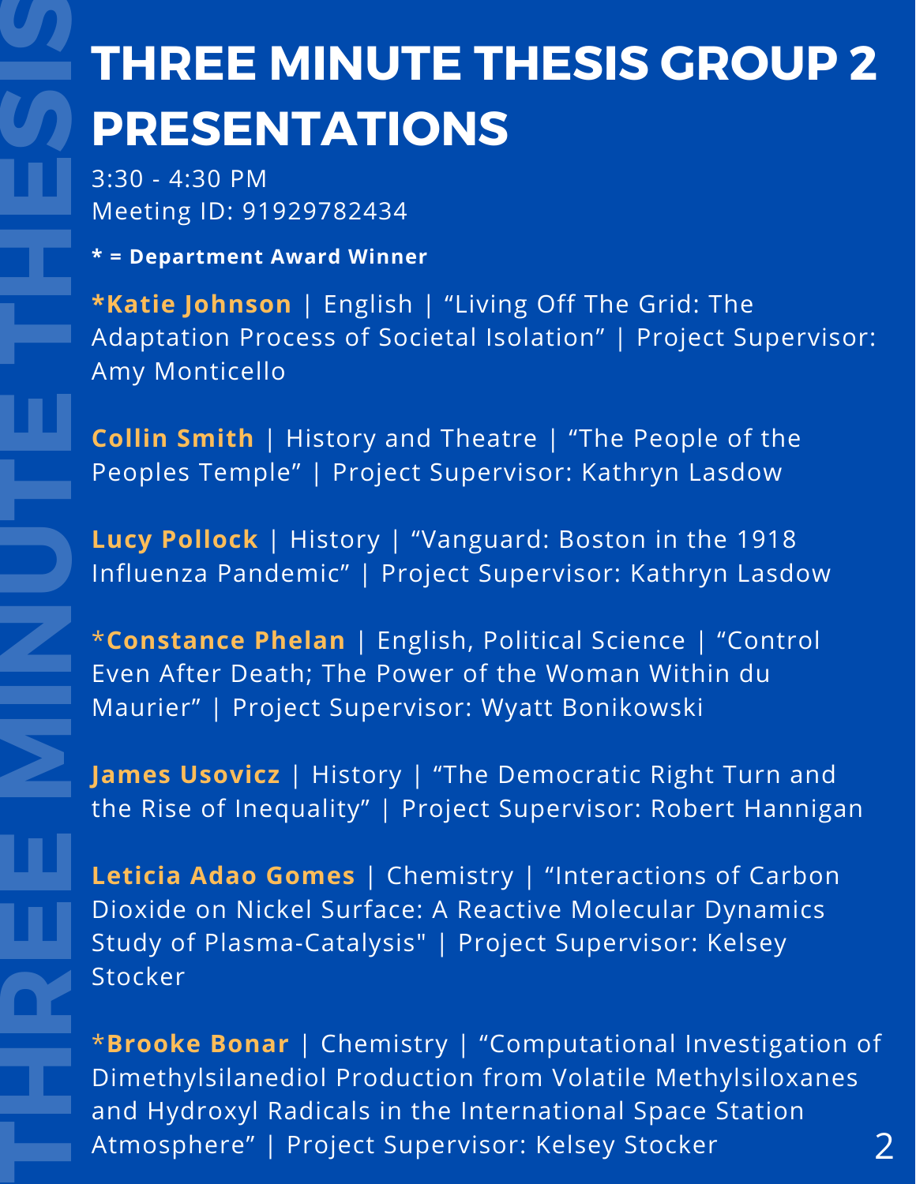# THREE MINUTE THESIS GROUP 2 PRESENTATIONS

3:30 - 4:30 PM
Meeting ID: 91929782434

**\* = Department Award Winner**

**\*Katie Johnson** | English | "Living Off The Grid: The Adaptation Process of Societal Isolation" | Project Supervisor: Amy Monticello

**Collin Smith** | History and Theatre | "The People of the Peoples Temple" | Project Supervisor: Kathryn Lasdow

**Lucy Pollock** | History | "Vanguard: Boston in the 1918 Influenza Pandemic" | Project Supervisor: Kathryn Lasdow

\***Constance Phelan** | English, Political Science | "Control Even After Death; The Power of the Woman Within du Maurier" | Project Supervisor: Wyatt Bonikowski

**James Usovicz** | History | "The Democratic Right Turn and the Rise of Inequality" | Project Supervisor: Robert Hannigan

**Leticia Adao Gomes** | Chemistry | "Interactions of Carbon Dioxide on Nickel Surface: A Reactive Molecular Dynamics Study of Plasma-Catalysis" | Project Supervisor: Kelsey Stocker

\***Brooke Bonar** | Chemistry | "Computational Investigation of Dimethylsilanediol Production from Volatile Methylsiloxanes and Hydroxyl Radicals in the International Space Station Atmosphere" | Project Supervisor: Kelsey Stocker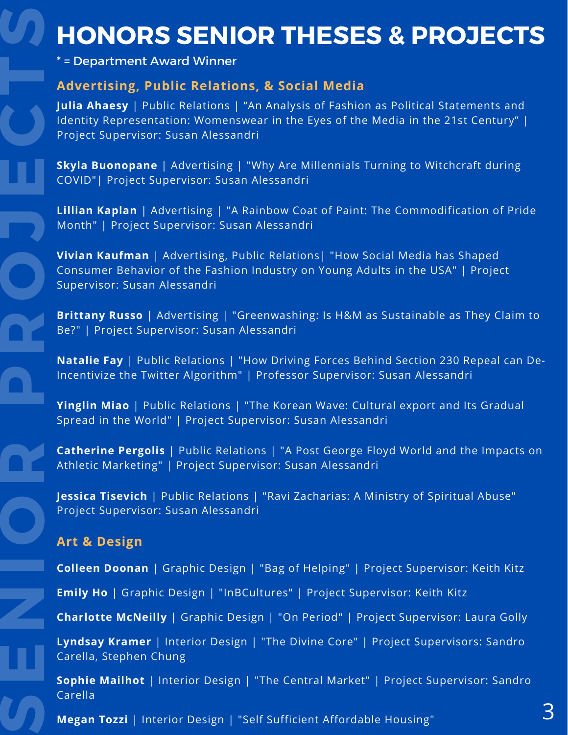# HONORS SENIOR THESES & PROJECTS

* = Department Award Winner

## Advertising, Public Relations, & Social Media

**Julia Ahaesy** | Public Relations | “An Analysis of Fashion as Political Statements and Identity Representation: Womenswear in the Eyes of the Media in the 21st Century” | Project Supervisor: Susan Alessandri

**Skyla Buonopane** | Advertising | "Why Are Millennials Turning to Witchcraft during COVID"| Project Supervisor: Susan Alessandri

**Lillian Kaplan** | Advertising | "A Rainbow Coat of Paint: The Commodification of Pride Month" | Project Supervisor: Susan Alessandri

**Vivian Kaufman** | Advertising, Public Relations| "How Social Media has Shaped Consumer Behavior of the Fashion Industry on Young Adults in the USA" | Project Supervisor: Susan Alessandri

**Brittany Russo** | Advertising | "Greenwashing: Is H&M as Sustainable as They Claim to Be?" | Project Supervisor: Susan Alessandri

**Natalie Fay** | Public Relations | "How Driving Forces Behind Section 230 Repeal can De-Incentivize the Twitter Algorithm" | Professor Supervisor: Susan Alessandri

**Yinglin Miao** | Public Relations | "The Korean Wave: Cultural export and Its Gradual Spread in the World" | Project Supervisor: Susan Alessandri

**Catherine Pergolis** | Public Relations | "A Post George Floyd World and the Impacts on Athletic Marketing" | Project Supervisor: Susan Alessandri

**Jessica Tisevich** | Public Relations | "Ravi Zacharias: A Ministry of Spiritual Abuse" Project Supervisor: Susan Alessandri

## Art & Design

**Colleen Doonan** | Graphic Design | "Bag of Helping" | Project Supervisor: Keith Kitz

**Emily Ho** | Graphic Design | "InBCultures" | Project Supervisor: Keith Kitz

**Charlotte McNeilly** | Graphic Design | "On Period" | Project Supervisor: Laura Golly

**Lyndsay Kramer** | Interior Design | "The Divine Core" | Project Supervisors: Sandro Carella, Stephen Chung

**Sophie Mailhot** | Interior Design | "The Central Market" | Project Supervisor: Sandro Carella

**Megan Tozzi** | Interior Design | "Self Sufficient Affordable Housing"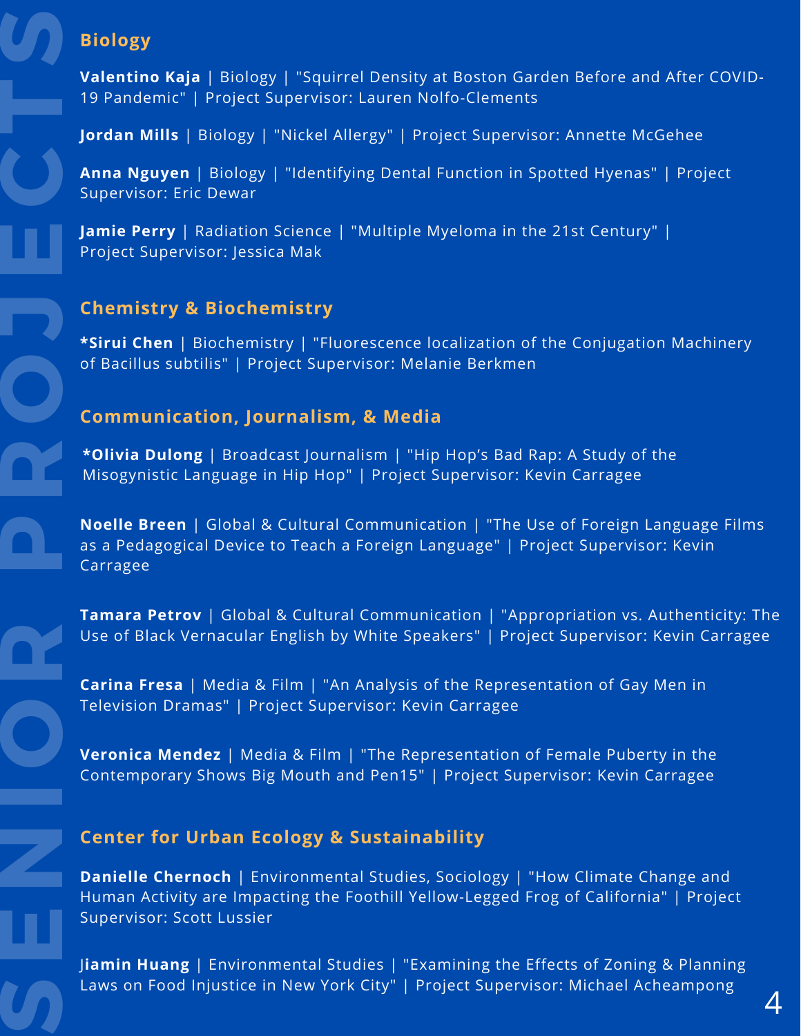# SENIOR PROJECTS

## Biology

**Valentino Kaja** | Biology | "Squirrel Density at Boston Garden Before and After COVID-19 Pandemic" | Project Supervisor: Lauren Nolfo-Clements

**Jordan Mills** | Biology | "Nickel Allergy" | Project Supervisor: Annette McGehee

**Anna Nguyen** | Biology | "Identifying Dental Function in Spotted Hyenas" | Project Supervisor: Eric Dewar

**Jamie Perry** | Radiation Science | "Multiple Myeloma in the 21st Century" | Project Supervisor: Jessica Mak

## Chemistry & Biochemistry

***Sirui Chen** | Biochemistry | "Fluorescence localization of the Conjugation Machinery of Bacillus subtilis" | Project Supervisor: Melanie Berkmen

## Communication, Journalism, & Media

***Olivia Dulong** | Broadcast Journalism | "Hip Hop's Bad Rap: A Study of the Misogynistic Language in Hip Hop" | Project Supervisor: Kevin Carragee

**Noelle Breen** | Global & Cultural Communication | "The Use of Foreign Language Films as a Pedagogical Device to Teach a Foreign Language" | Project Supervisor: Kevin Carragee

**Tamara Petrov** | Global & Cultural Communication | "Appropriation vs. Authenticity: The Use of Black Vernacular English by White Speakers" | Project Supervisor: Kevin Carragee

**Carina Fresa** | Media & Film | "An Analysis of the Representation of Gay Men in Television Dramas" | Project Supervisor: Kevin Carragee

**Veronica Mendez** | Media & Film | "The Representation of Female Puberty in the Contemporary Shows Big Mouth and Pen15" | Project Supervisor: Kevin Carragee

## Center for Urban Ecology & Sustainability

**Danielle Chernoch** | Environmental Studies, Sociology | "How Climate Change and Human Activity are Impacting the Foothill Yellow-Legged Frog of California" | Project Supervisor: Scott Lussier

**Jiamin Huang** | Environmental Studies | "Examining the Effects of Zoning & Planning Laws on Food Injustice in New York City" | Project Supervisor: Michael Acheampong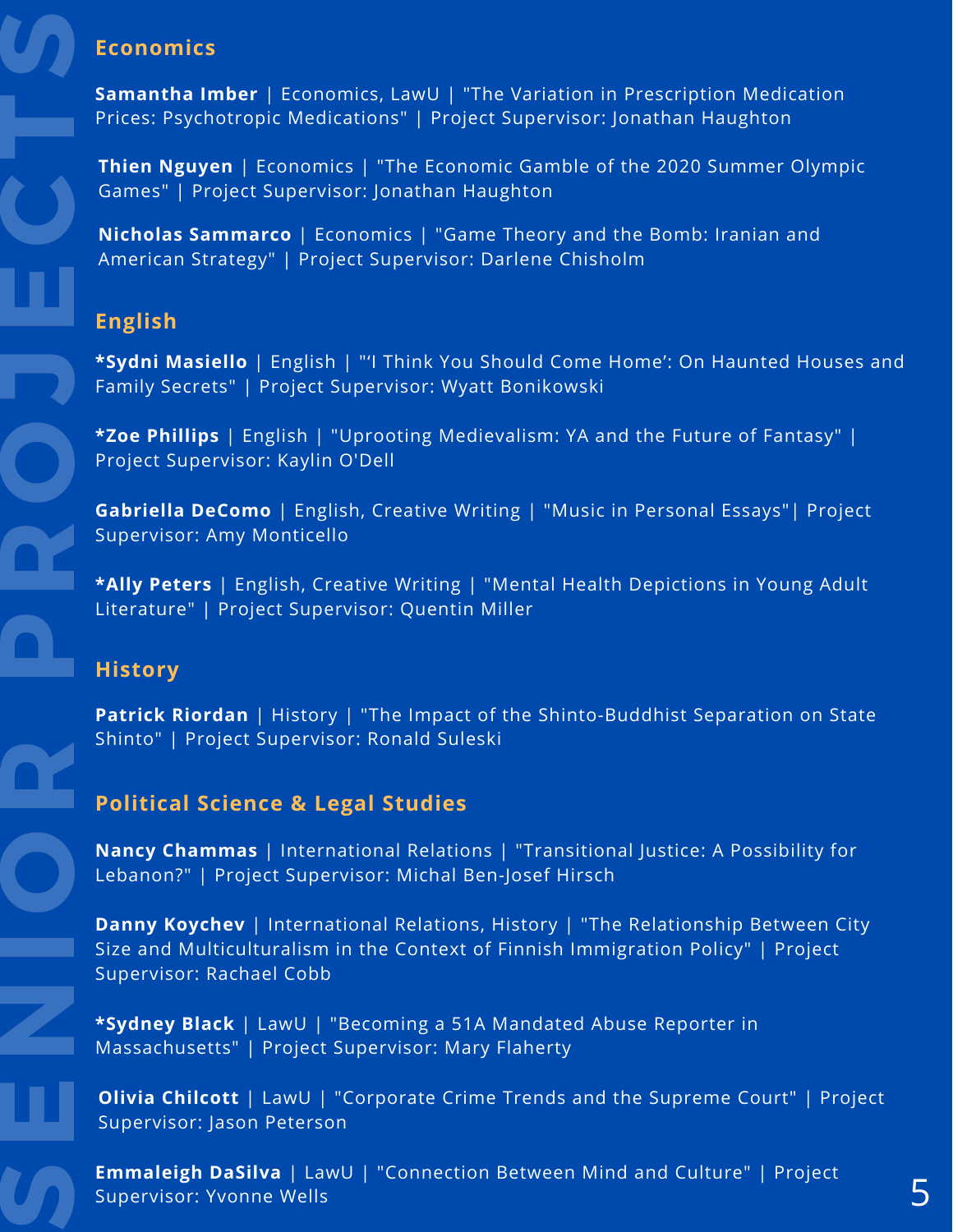# SENIOR PROJECTS

## Economics

**Samantha Imber** | Economics, LawU | "The Variation in Prescription Medication Prices: Psychotropic Medications" | Project Supervisor: Jonathan Haughton

**Thien Nguyen** | Economics | "The Economic Gamble of the 2020 Summer Olympic Games" | Project Supervisor: Jonathan Haughton

**Nicholas Sammarco** | Economics | "Game Theory and the Bomb: Iranian and American Strategy" | Project Supervisor: Darlene Chisholm

## English

**\*Sydni Masiello** | English | "'I Think You Should Come Home': On Haunted Houses and Family Secrets" | Project Supervisor: Wyatt Bonikowski

**\*Zoe Phillips** | English | "Uprooting Medievalism: YA and the Future of Fantasy" | Project Supervisor: Kaylin O'Dell

**Gabriella DeComo** | English, Creative Writing | "Music in Personal Essays"| Project Supervisor: Amy Monticello

**\*Ally Peters** | English, Creative Writing | "Mental Health Depictions in Young Adult Literature" | Project Supervisor: Quentin Miller

## History

**Patrick Riordan** | History | "The Impact of the Shinto-Buddhist Separation on State Shinto" | Project Supervisor: Ronald Suleski

## Political Science & Legal Studies

**Nancy Chammas** | International Relations | "Transitional Justice: A Possibility for Lebanon?" | Project Supervisor: Michal Ben-Josef Hirsch

**Danny Koychev** | International Relations, History | "The Relationship Between City Size and Multiculturalism in the Context of Finnish Immigration Policy" | Project Supervisor: Rachael Cobb

**\*Sydney Black** | LawU | "Becoming a 51A Mandated Abuse Reporter in Massachusetts" | Project Supervisor: Mary Flaherty

**Olivia Chilcott** | LawU | "Corporate Crime Trends and the Supreme Court" | Project Supervisor: Jason Peterson

**Emmaleigh DaSilva** | LawU | "Connection Between Mind and Culture" | Project Supervisor: Yvonne Wells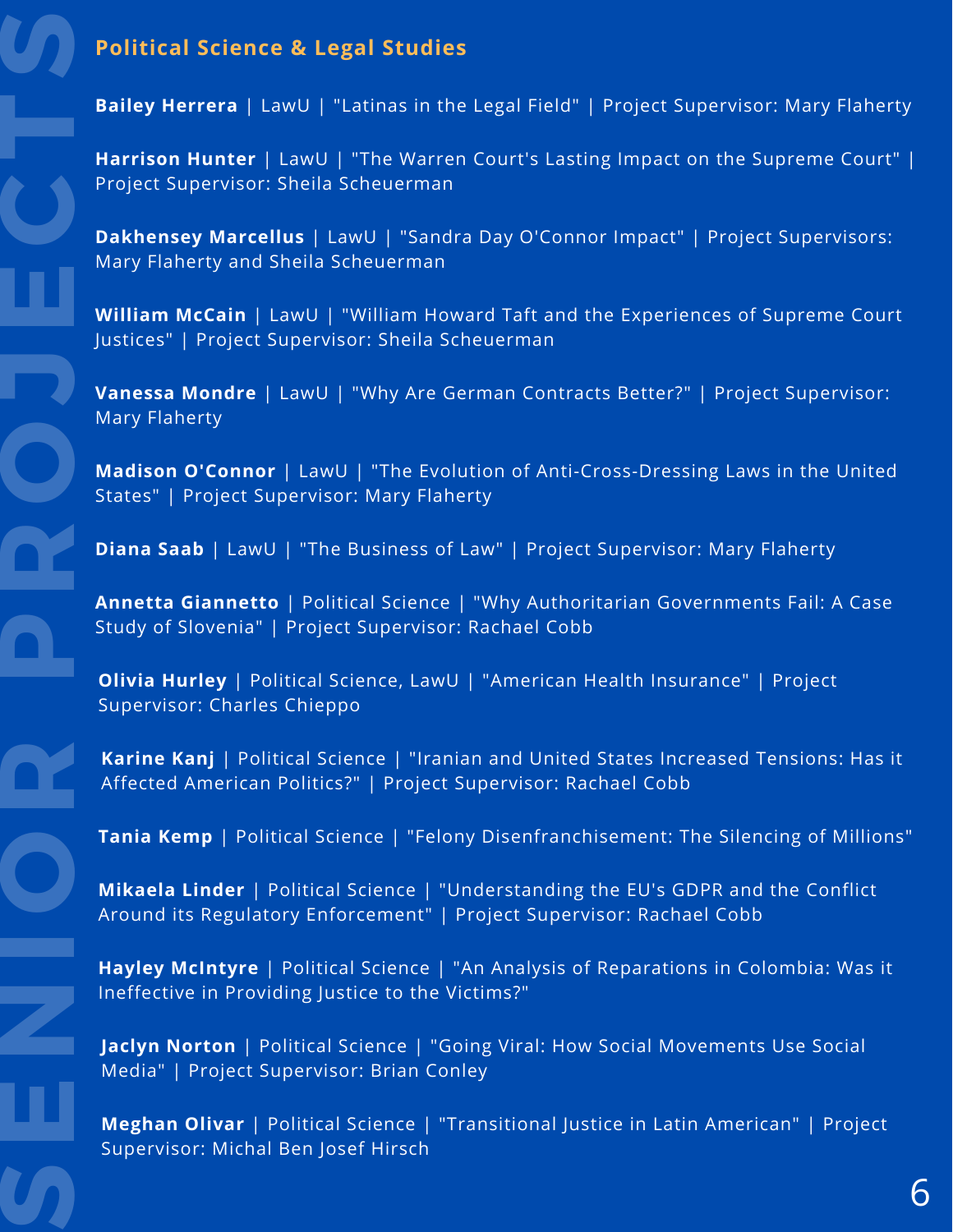# SENIOR PROJECTS

## Political Science & Legal Studies

**Bailey Herrera** | LawU | "Latinas in the Legal Field" | Project Supervisor: Mary Flaherty

**Harrison Hunter** | LawU | "The Warren Court's Lasting Impact on the Supreme Court" | Project Supervisor: Sheila Scheuerman

**Dakhensey Marcellus** | LawU | "Sandra Day O'Connor Impact" | Project Supervisors: Mary Flaherty and Sheila Scheuerman

**William McCain** | LawU | "William Howard Taft and the Experiences of Supreme Court Justices" | Project Supervisor: Sheila Scheuerman

**Vanessa Mondre** | LawU | "Why Are German Contracts Better?" | Project Supervisor: Mary Flaherty

**Madison O'Connor** | LawU | "The Evolution of Anti-Cross-Dressing Laws in the United States" | Project Supervisor: Mary Flaherty

**Diana Saab** | LawU | "The Business of Law" | Project Supervisor: Mary Flaherty

**Annetta Giannetto** | Political Science | "Why Authoritarian Governments Fail: A Case Study of Slovenia" | Project Supervisor: Rachael Cobb

**Olivia Hurley** | Political Science, LawU | "American Health Insurance" | Project Supervisor: Charles Chieppo

**Karine Kanj** | Political Science | "Iranian and United States Increased Tensions: Has it Affected American Politics?" | Project Supervisor: Rachael Cobb

**Tania Kemp** | Political Science | "Felony Disenfranchisement: The Silencing of Millions"

**Mikaela Linder** | Political Science | "Understanding the EU's GDPR and the Conflict Around its Regulatory Enforcement" | Project Supervisor: Rachael Cobb

**Hayley McIntyre** | Political Science | "An Analysis of Reparations in Colombia: Was it Ineffective in Providing Justice to the Victims?"

**Jaclyn Norton** | Political Science | "Going Viral: How Social Movements Use Social Media" | Project Supervisor: Brian Conley

**Meghan Olivar** | Political Science | "Transitional Justice in Latin American" | Project Supervisor: Michal Ben Josef Hirsch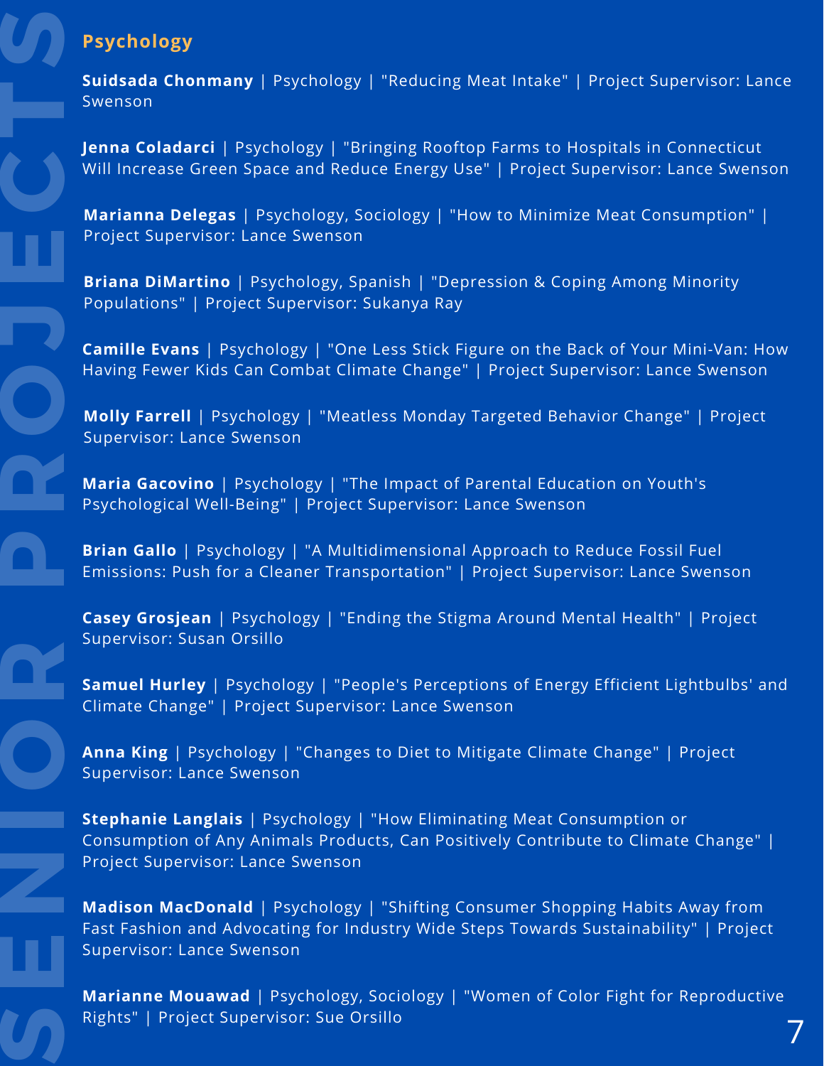## Psychology

**Suidsada Chonmany** | Psychology | "Reducing Meat Intake" | Project Supervisor: Lance Swenson

**Jenna Coladarci** | Psychology | "Bringing Rooftop Farms to Hospitals in Connecticut Will Increase Green Space and Reduce Energy Use" | Project Supervisor: Lance Swenson

**Marianna Delegas** | Psychology, Sociology | "How to Minimize Meat Consumption" | Project Supervisor: Lance Swenson

**Briana DiMartino** | Psychology, Spanish | "Depression & Coping Among Minority Populations" | Project Supervisor: Sukanya Ray

**Camille Evans** | Psychology | "One Less Stick Figure on the Back of Your Mini-Van: How Having Fewer Kids Can Combat Climate Change" | Project Supervisor: Lance Swenson

**Molly Farrell** | Psychology | "Meatless Monday Targeted Behavior Change" | Project Supervisor: Lance Swenson

**Maria Gacovino** | Psychology | "The Impact of Parental Education on Youth's Psychological Well-Being" | Project Supervisor: Lance Swenson

**Brian Gallo** | Psychology | "A Multidimensional Approach to Reduce Fossil Fuel Emissions: Push for a Cleaner Transportation" | Project Supervisor: Lance Swenson

**Casey Grosjean** | Psychology | "Ending the Stigma Around Mental Health" | Project Supervisor: Susan Orsillo

**Samuel Hurley** | Psychology | "People's Perceptions of Energy Efficient Lightbulbs' and Climate Change" | Project Supervisor: Lance Swenson

**Anna King** | Psychology | "Changes to Diet to Mitigate Climate Change" | Project Supervisor: Lance Swenson

**Stephanie Langlais** | Psychology | "How Eliminating Meat Consumption or Consumption of Any Animals Products, Can Positively Contribute to Climate Change" | Project Supervisor: Lance Swenson

**Madison MacDonald** | Psychology | "Shifting Consumer Shopping Habits Away from Fast Fashion and Advocating for Industry Wide Steps Towards Sustainability" | Project Supervisor: Lance Swenson

**Marianne Mouawad** | Psychology, Sociology | "Women of Color Fight for Reproductive Rights" | Project Supervisor: Sue Orsillo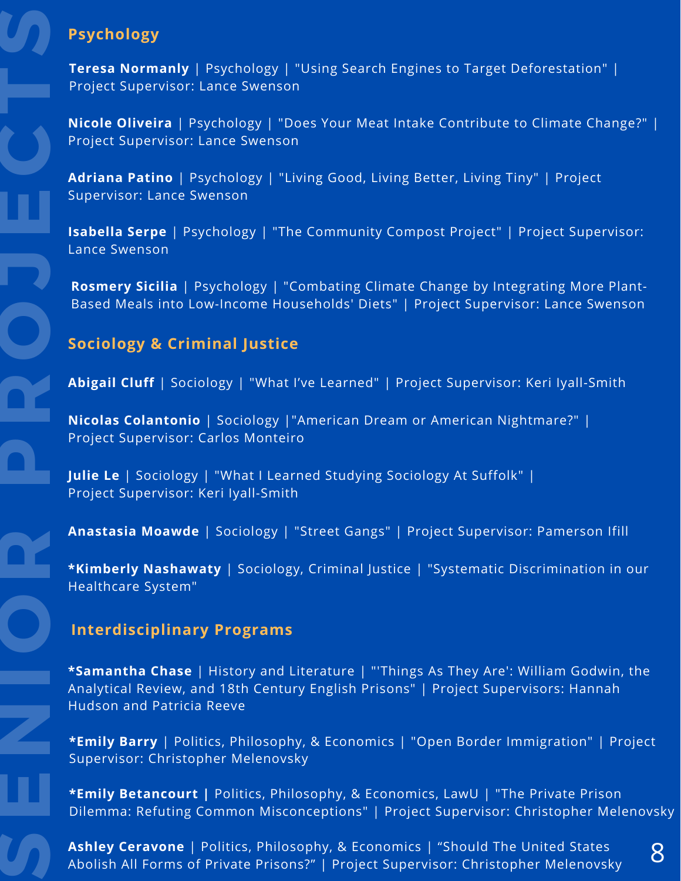# SENIOR PROJECTS

## Psychology

**Teresa Normanly** | Psychology | "Using Search Engines to Target Deforestation" | Project Supervisor: Lance Swenson

**Nicole Oliveira** | Psychology | "Does Your Meat Intake Contribute to Climate Change?" | Project Supervisor: Lance Swenson

**Adriana Patino** | Psychology | "Living Good, Living Better, Living Tiny" | Project Supervisor: Lance Swenson

**Isabella Serpe** | Psychology | "The Community Compost Project" | Project Supervisor: Lance Swenson

**Rosmery Sicilia** | Psychology | "Combating Climate Change by Integrating More Plant-Based Meals into Low-Income Households' Diets" | Project Supervisor: Lance Swenson

## Sociology & Criminal Justice

**Abigail Cluff** | Sociology | "What I've Learned" | Project Supervisor: Keri Iyall-Smith

**Nicolas Colantonio** | Sociology |"American Dream or American Nightmare?" | Project Supervisor: Carlos Monteiro

**Julie Le** | Sociology | "What I Learned Studying Sociology At Suffolk" | Project Supervisor: Keri Iyall-Smith

**Anastasia Moawde** | Sociology | "Street Gangs" | Project Supervisor: Pamerson Ifill

***Kimberly Nashawaty** | Sociology, Criminal Justice | "Systematic Discrimination in our Healthcare System"

## Interdisciplinary Programs

***Samantha Chase** | History and Literature | "'Things As They Are': William Godwin, the Analytical Review, and 18th Century English Prisons" | Project Supervisors: Hannah Hudson and Patricia Reeve

***Emily Barry** | Politics, Philosophy, & Economics | "Open Border Immigration" | Project Supervisor: Christopher Melenovsky

***Emily Betancourt |** Politics, Philosophy, & Economics, LawU | "The Private Prison Dilemma: Refuting Common Misconceptions" | Project Supervisor: Christopher Melenovsky

**Ashley Ceravone** | Politics, Philosophy, & Economics | "Should The United States Abolish All Forms of Private Prisons?" | Project Supervisor: Christopher Melenovsky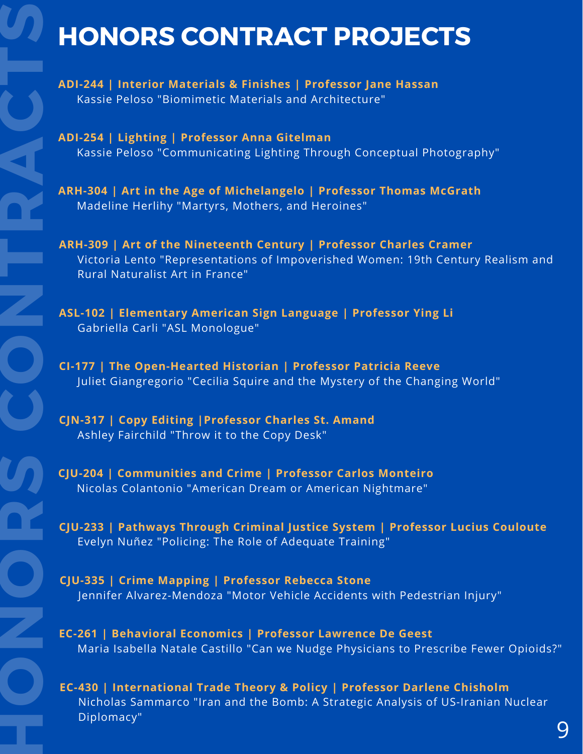# HONORS CONTRACT PROJECTS

**ADI-244 | Interior Materials & Finishes | Professor Jane Hassan**
Kassie Peloso "Biomimetic Materials and Architecture"

**ADI-254 | Lighting | Professor Anna Gitelman**
Kassie Peloso "Communicating Lighting Through Conceptual Photography"

**ARH-304 | Art in the Age of Michelangelo | Professor Thomas McGrath**
Madeline Herlihy "Martyrs, Mothers, and Heroines"

**ARH-309 | Art of the Nineteenth Century | Professor Charles Cramer**
Victoria Lento "Representations of Impoverished Women: 19th Century Realism and Rural Naturalist Art in France"

**ASL-102 | Elementary American Sign Language | Professor Ying Li**
Gabriella Carli "ASL Monologue"

**CI-177 | The Open-Hearted Historian | Professor Patricia Reeve**
Juliet Giangregorio "Cecilia Squire and the Mystery of the Changing World"

**CJN-317 | Copy Editing |Professor Charles St. Amand**
Ashley Fairchild "Throw it to the Copy Desk"

**CJU-204 | Communities and Crime | Professor Carlos Monteiro**
Nicolas Colantonio "American Dream or American Nightmare"

**CJU-233 | Pathways Through Criminal Justice System | Professor Lucius Couloute**
Evelyn Nuñez "Policing: The Role of Adequate Training"

**CJU-335 | Crime Mapping | Professor Rebecca Stone**
Jennifer Alvarez-Mendoza "Motor Vehicle Accidents with Pedestrian Injury"

**EC-261 | Behavioral Economics | Professor Lawrence De Geest**
Maria Isabella Natale Castillo "Can we Nudge Physicians to Prescribe Fewer Opioids?"

**EC-430 | International Trade Theory & Policy | Professor Darlene Chisholm**
Nicholas Sammarco "Iran and the Bomb: A Strategic Analysis of US-Iranian Nuclear Diplomacy"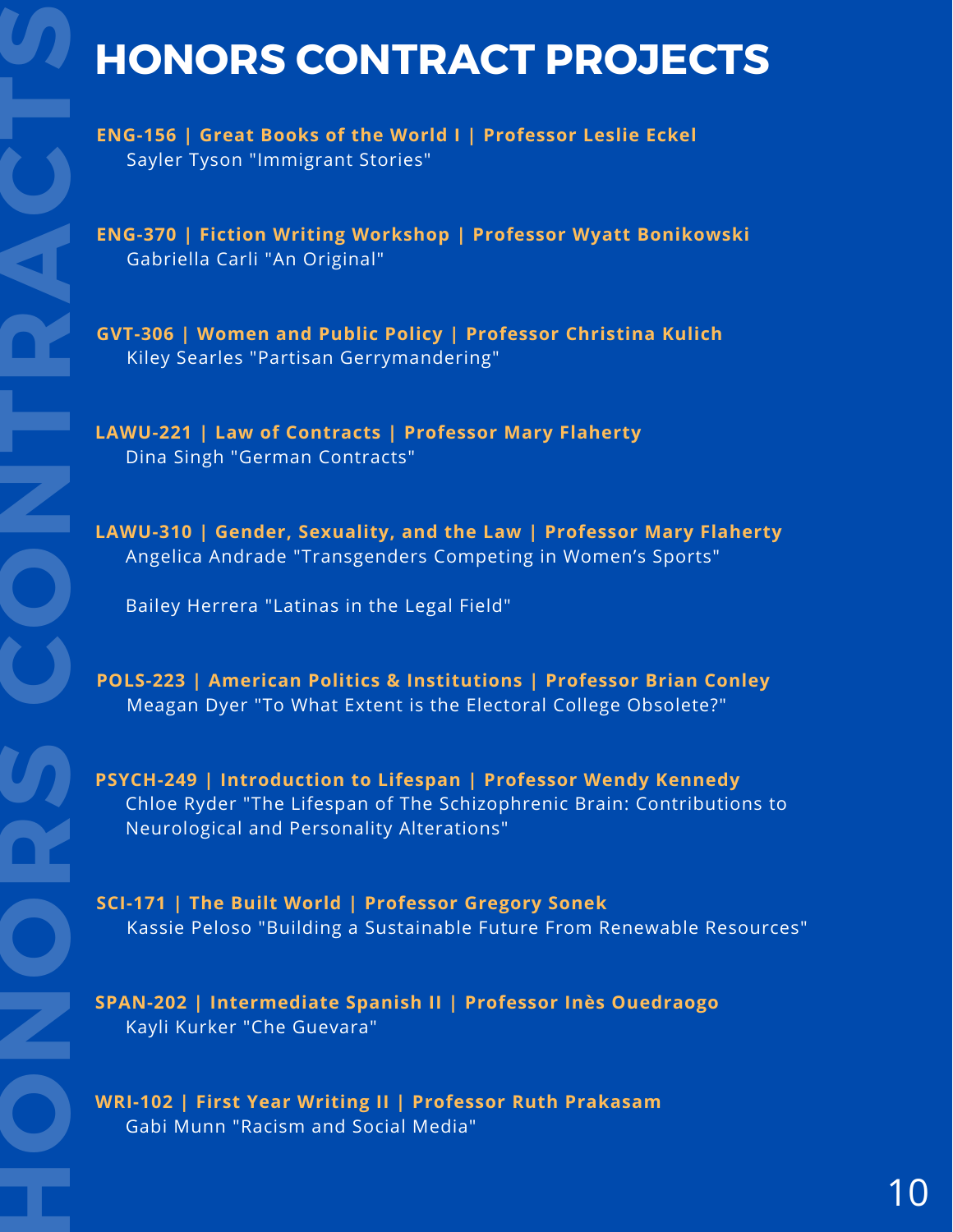# HONORS CONTRACT PROJECTS

**ENG-156 | Great Books of the World I | Professor Leslie Eckel**
Sayler Tyson "Immigrant Stories"

**ENG-370 | Fiction Writing Workshop | Professor Wyatt Bonikowski**
Gabriella Carli "An Original"

**GVT-306 | Women and Public Policy | Professor Christina Kulich**
Kiley Searles "Partisan Gerrymandering"

**LAWU-221 | Law of Contracts | Professor Mary Flaherty**
Dina Singh "German Contracts"

**LAWU-310 | Gender, Sexuality, and the Law | Professor Mary Flaherty**
Angelica Andrade "Transgenders Competing in Women's Sports"

Bailey Herrera "Latinas in the Legal Field"

**POLS-223 | American Politics & Institutions | Professor Brian Conley**
Meagan Dyer "To What Extent is the Electoral College Obsolete?"

**PSYCH-249 | Introduction to Lifespan | Professor Wendy Kennedy**
Chloe Ryder "The Lifespan of The Schizophrenic Brain: Contributions to Neurological and Personality Alterations"

**SCI-171 | The Built World | Professor Gregory Sonek**
Kassie Peloso "Building a Sustainable Future From Renewable Resources"

**SPAN-202 | Intermediate Spanish II | Professor Inès Ouedraogo**
Kayli Kurker "Che Guevara"

**WRI-102 | First Year Writing II | Professor Ruth Prakasam**
Gabi Munn "Racism and Social Media"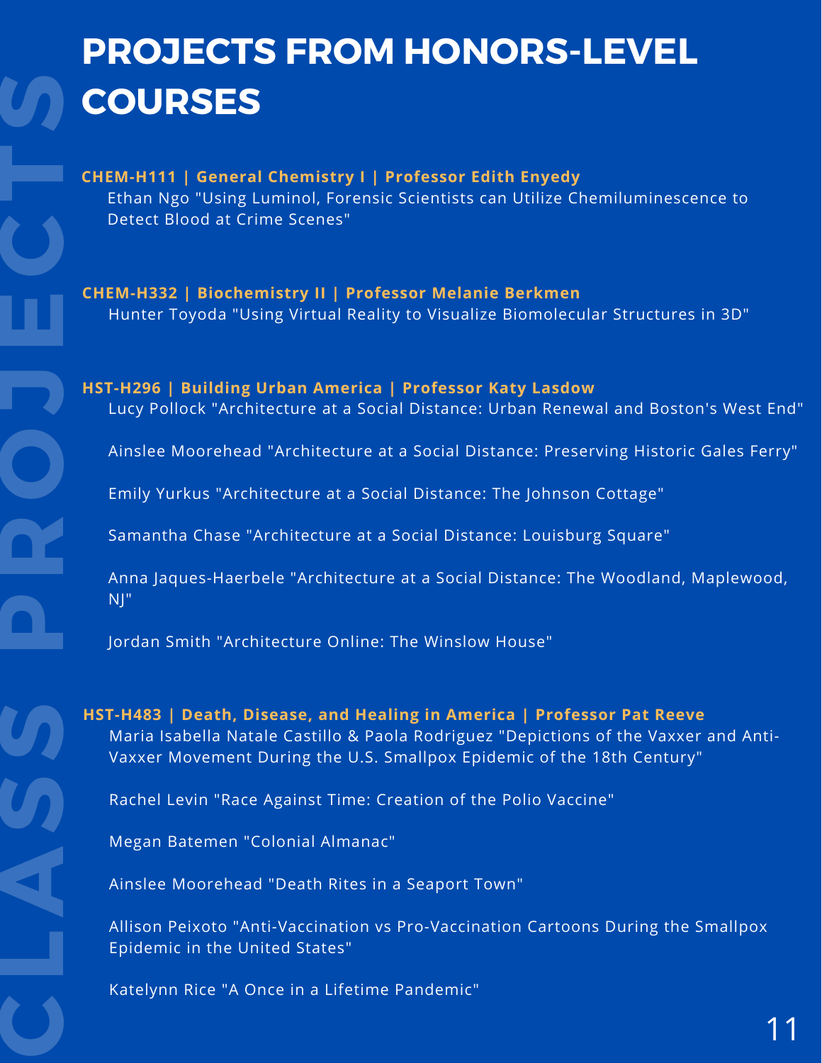# PROJECTS FROM HONORS-LEVEL COURSES

**CHEM-H111 | General Chemistry I | Professor Edith Enyedy**

Ethan Ngo "Using Luminol, Forensic Scientists can Utilize Chemiluminescence to Detect Blood at Crime Scenes"

**CHEM-H332 | Biochemistry II | Professor Melanie Berkmen**

Hunter Toyoda "Using Virtual Reality to Visualize Biomolecular Structures in 3D"

**HST-H296 | Building Urban America | Professor Katy Lasdow**

Lucy Pollock "Architecture at a Social Distance: Urban Renewal and Boston's West End"

Ainslee Moorehead "Architecture at a Social Distance: Preserving Historic Gales Ferry"

Emily Yurkus "Architecture at a Social Distance: The Johnson Cottage"

Samantha Chase "Architecture at a Social Distance: Louisburg Square"

Anna Jaques-Haerbele "Architecture at a Social Distance: The Woodland, Maplewood, NJ"

Jordan Smith "Architecture Online: The Winslow House"

**HST-H483 | Death, Disease, and Healing in America | Professor Pat Reeve**

Maria Isabella Natale Castillo & Paola Rodriguez "Depictions of the Vaxxer and Anti-Vaxxer Movement During the U.S. Smallpox Epidemic of the 18th Century"

Rachel Levin "Race Against Time: Creation of the Polio Vaccine"

Megan Batemen "Colonial Almanac"

Ainslee Moorehead "Death Rites in a Seaport Town"

Allison Peixoto "Anti-Vaccination vs Pro-Vaccination Cartoons During the Smallpox Epidemic in the United States"

Katelynn Rice "A Once in a Lifetime Pandemic"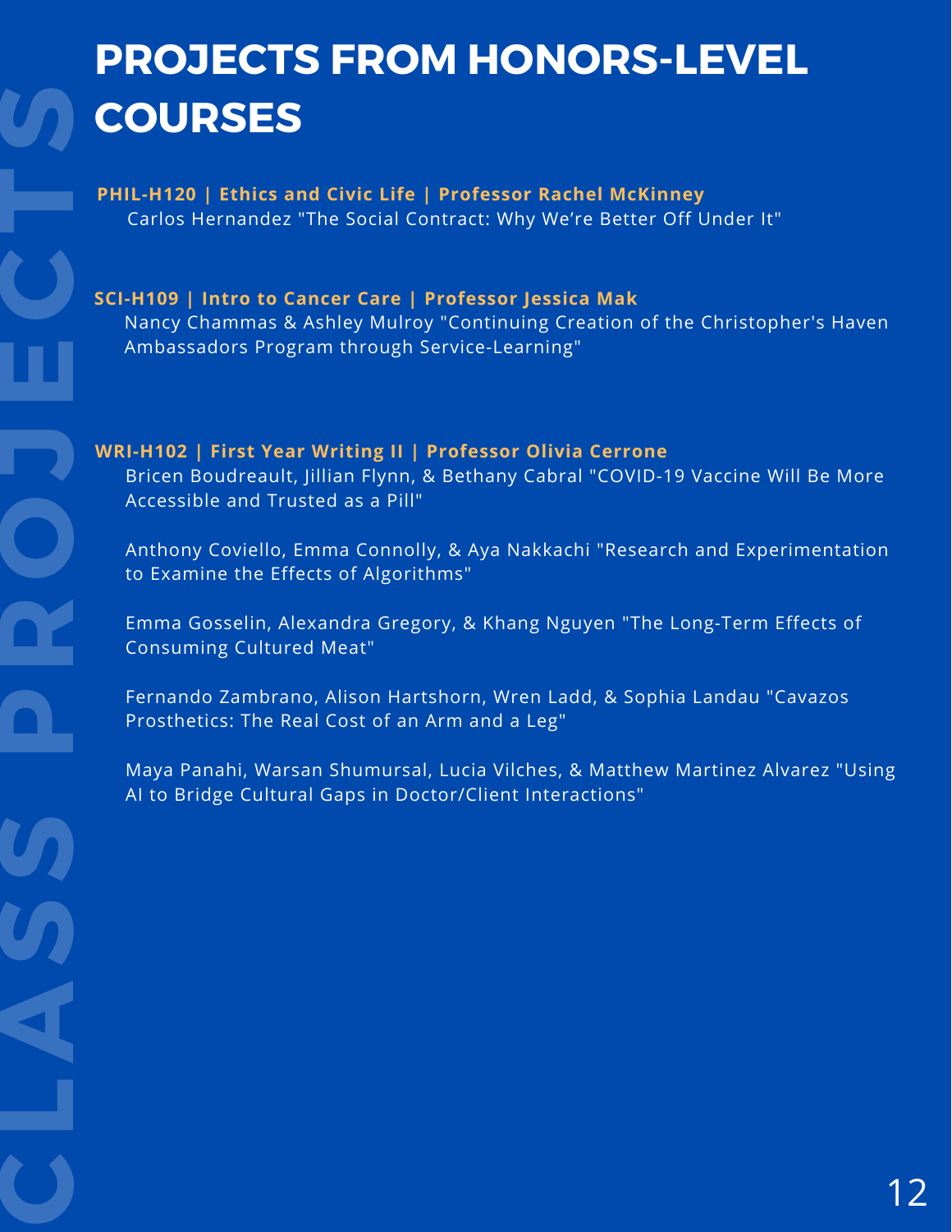# PROJECTS FROM HONORS-LEVEL COURSES

**PHIL-H120 | Ethics and Civic Life | Professor Rachel McKinney**

Carlos Hernandez "The Social Contract: Why We're Better Off Under It"

**SCI-H109 | Intro to Cancer Care | Professor Jessica Mak**

Nancy Chammas & Ashley Mulroy "Continuing Creation of the Christopher's Haven Ambassadors Program through Service-Learning"

**WRI-H102 | First Year Writing II | Professor Olivia Cerrone**

Bricen Boudreault, Jillian Flynn, & Bethany Cabral "COVID-19 Vaccine Will Be More Accessible and Trusted as a Pill"

Anthony Coviello, Emma Connolly, & Aya Nakkachi "Research and Experimentation to Examine the Effects of Algorithms"

Emma Gosselin, Alexandra Gregory, & Khang Nguyen "The Long-Term Effects of Consuming Cultured Meat"

Fernando Zambrano, Alison Hartshorn, Wren Ladd, & Sophia Landau "Cavazos Prosthetics: The Real Cost of an Arm and a Leg"

Maya Panahi, Warsan Shumursal, Lucia Vilches, & Matthew Martinez Alvarez "Using AI to Bridge Cultural Gaps in Doctor/Client Interactions"

CLASS PROJECTS